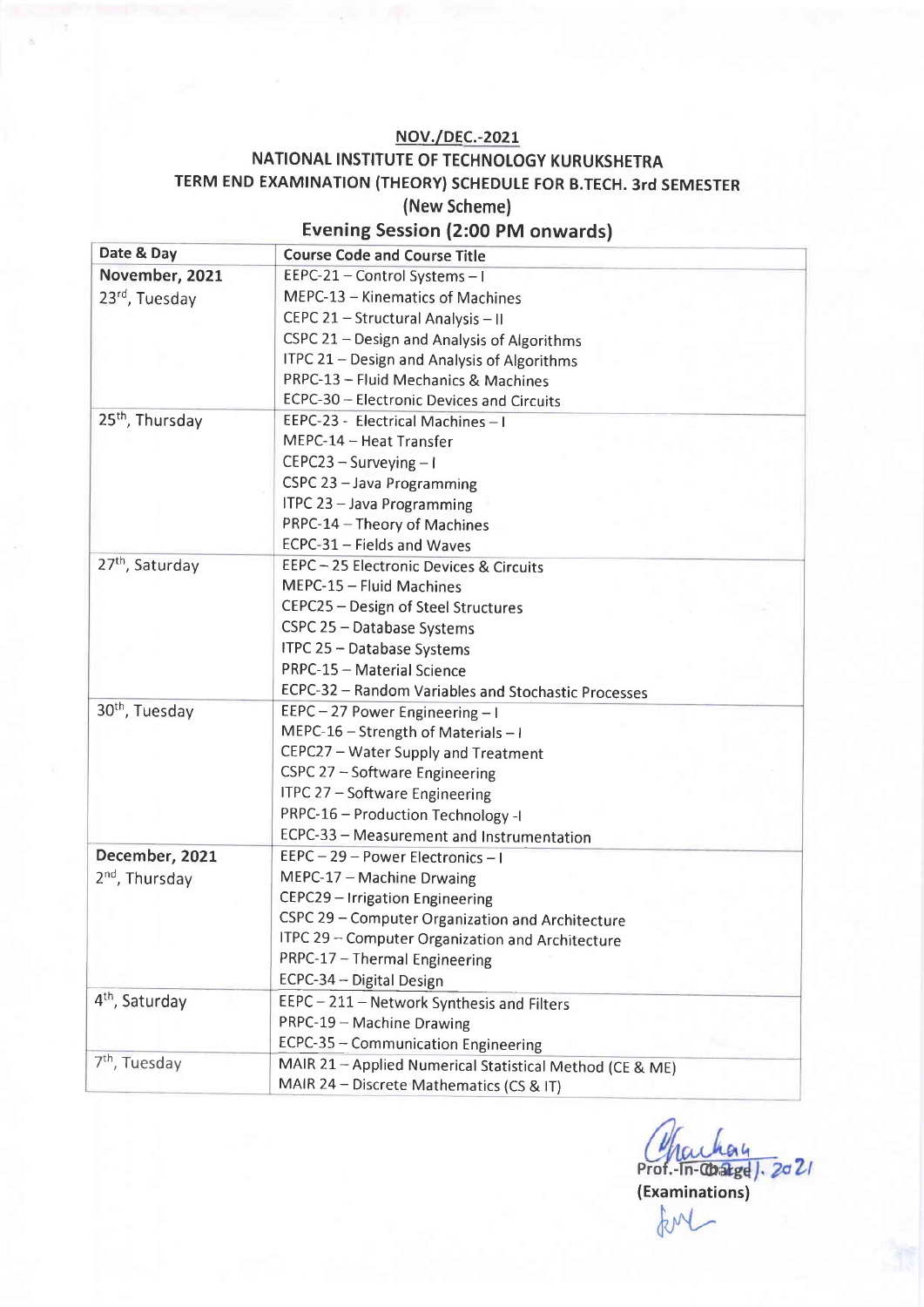**NOV./DEC.-2021**

**NATIONAL INSTITUTE OF TECHNOLOGY KURUKSHETRA**

**TERM END EXAMINATION (THEORY) SCHEDULE FOR B.TECH. 3rd SEMESTER**

**(New Scheme)**

## Evening Session (2:00 PM onwards)

| Date & Day | Course Code and Course Title |
|---|---|
| **November, 2021** 23rd, Tuesday | EEPC-21 – Control Systems – I<br>MEPC-13 – Kinematics of Machines<br>CEPC 21 – Structural Analysis – II<br>CSPC 21 – Design and Analysis of Algorithms<br>ITPC 21 – Design and Analysis of Algorithms<br>PRPC-13 – Fluid Mechanics & Machines<br>ECPC-30 – Electronic Devices and Circuits |
| 25th, Thursday | EEPC-23 - Electrical Machines – I<br>MEPC-14 – Heat Transfer<br>CEPC23 – Surveying – I<br>CSPC 23 – Java Programming<br>ITPC 23 – Java Programming<br>PRPC-14 – Theory of Machines<br>ECPC-31 – Fields and Waves |
| 27th, Saturday | EEPC – 25 Electronic Devices & Circuits<br>MEPC-15 – Fluid Machines<br>CEPC25 – Design of Steel Structures<br>CSPC 25 – Database Systems<br>ITPC 25 – Database Systems<br>PRPC-15 – Material Science<br>ECPC-32 – Random Variables and Stochastic Processes |
| 30th, Tuesday | EEPC – 27 Power Engineering – I<br>MEPC-16 – Strength of Materials – I<br>CEPC27 – Water Supply and Treatment<br>CSPC 27 – Software Engineering<br>ITPC 27 – Software Engineering<br>PRPC-16 – Production Technology -I<br>ECPC-33 – Measurement and Instrumentation |
| **December, 2021** 2nd, Thursday | EEPC – 29 – Power Electronics – I<br>MEPC-17 – Machine Drwaing<br>CEPC29 – Irrigation Engineering<br>CSPC 29 – Computer Organization and Architecture<br>ITPC 29 – Computer Organization and Architecture<br>PRPC-17 – Thermal Engineering<br>ECPC-34 – Digital Design |
| 4th, Saturday | EEPC – 211 – Network Synthesis and Filters<br>PRPC-19 – Machine Drawing<br>ECPC-35 – Communication Engineering |
| 7th, Tuesday | MAIR 21 – Applied Numerical Statistical Method (CE & ME)<br>MAIR 24 – Discrete Mathematics (CS & IT) |

Prof.-In-Charge

**(Examinations)**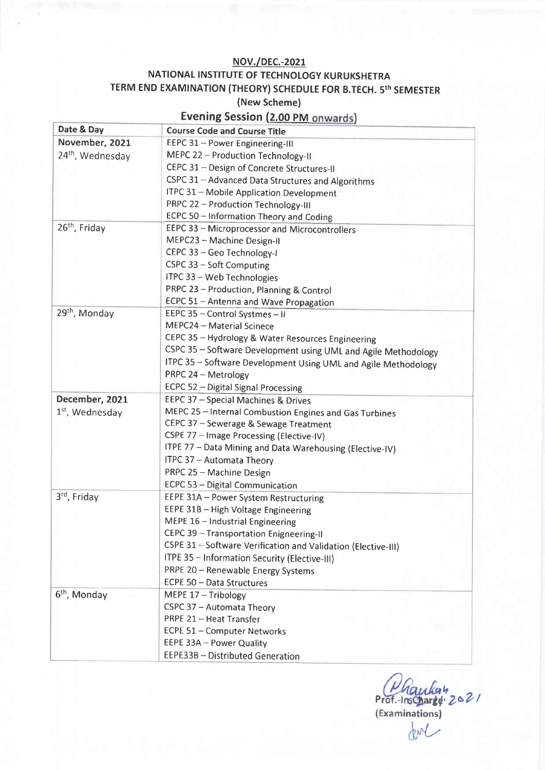**NOV./DEC.-2021**

**NATIONAL INSTITUTE OF TECHNOLOGY KURUKSHETRA**

**TERM END EXAMINATION (THEORY) SCHEDULE FOR B.TECH. 5th SEMESTER**

**(New Scheme)**

## Evening Session (2.00 PM onwards)

| Date & Day | Course Code and Course Title |
|---|---|
| **November, 2021** 24th, Wednesday | EEPC 31 – Power Engineering-III<br>MEPC 22 – Production Technology-II<br>CEPC 31 – Design of Concrete Structures-II<br>CSPC 31 – Advanced Data Structures and Algorithms<br>ITPC 31 – Mobile Application Development<br>PRPC 22 – Production Technology-III<br>ECPC 50 – Information Theory and Coding |
| 26th, Friday | EEPC 33 – Microprocessor and Microcontrollers<br>MEPC23 – Machine Design-II<br>CEPC 33 – Geo Technology-I<br>CSPC 33 – Soft Computing<br>ITPC 33 – Web Technologies<br>PRPC 23 – Production, Planning & Control<br>ECPC 51 – Antenna and Wave Propagation |
| 29th, Monday | EEPC 35 – Control Systmes – II<br>MEPC24 – Material Scinece<br>CEPC 35 – Hydrology & Water Resources Engineering<br>CSPC 35 – Software Development using UML and Agile Methodology<br>ITPC 35 – Software Development Using UML and Agile Methodology<br>PRPC 24 – Metrology<br>ECPC 52 – Digital Signal Processing |
| **December, 2021** 1st, Wednesday | EEPC 37 – Special Machines & Drives<br>MEPC 25 – Internal Combustion Engines and Gas Turbines<br>CEPC 37 – Sewerage & Sewage Treatment<br>CSPE 77 – Image Processing (Elective-IV)<br>ITPE 77 – Data Mining and Data Warehousing (Elective-IV)<br>ITPC 37 – Automata Theory<br>PRPC 25 – Machine Design<br>ECPC 53 – Digital Communication |
| 3rd, Friday | EEPE 31A – Power System Restructuring<br>EEPE 31B – High Voltage Engineering<br>MEPE 16 – Industrial Engineering<br>CEPC 39 – Transportation Enigneering-II<br>CSPE 31 – Software Verification and Validation (Elective-III)<br>ITPE 35 – Information Security (Elective-III)<br>PRPE 20 – Renewable Energy Systems<br>ECPE 50 – Data Structures |
| 6th, Monday | MEPE 17 – Tribology<br>CSPC 37 – Automata Theory<br>PRPE 21 – Heat Transfer<br>ECPE 51 – Computer Networks<br>EEPE 33A – Power Quality<br>EEPE33B – Distributed Generation |

Prof.-InCharge
(Examinations)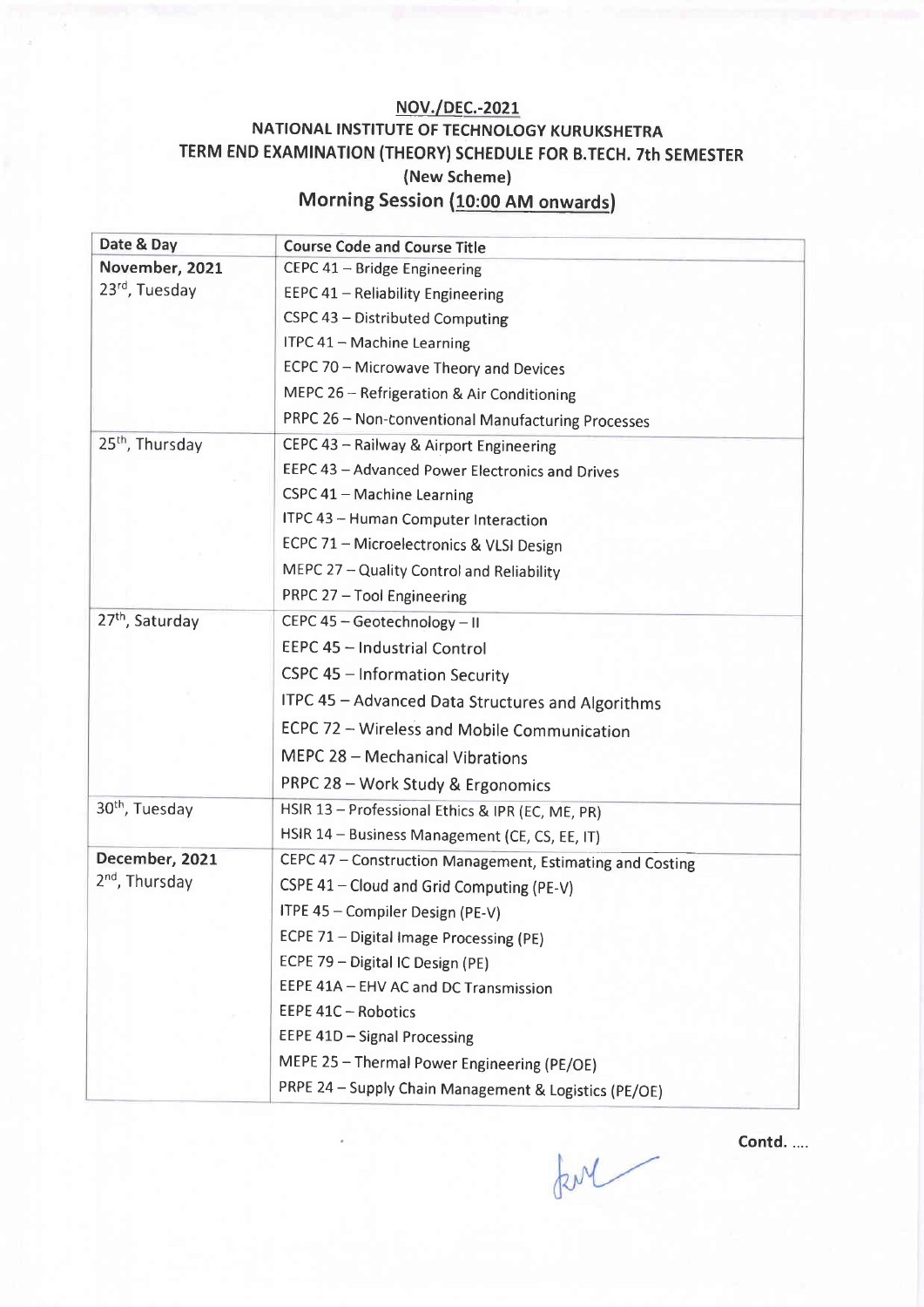**NOV./DEC.-2021**

**NATIONAL INSTITUTE OF TECHNOLOGY KURUKSHETRA**

**TERM END EXAMINATION (THEORY) SCHEDULE FOR B.TECH. 7th SEMESTER**

**(New Scheme)**

## Morning Session (10:00 AM onwards)

| Date & Day | Course Code and Course Title |
|---|---|
| **November, 2021** 23rd, Tuesday | CEPC 41 – Bridge Engineering |
| | EEPC 41 – Reliability Engineering |
| | CSPC 43 – Distributed Computing |
| | ITPC 41 – Machine Learning |
| | ECPC 70 – Microwave Theory and Devices |
| | MEPC 26 – Refrigeration & Air Conditioning |
| | PRPC 26 – Non-conventional Manufacturing Processes |
| 25th, Thursday | CEPC 43 – Railway & Airport Engineering |
| | EEPC 43 – Advanced Power Electronics and Drives |
| | CSPC 41 – Machine Learning |
| | ITPC 43 – Human Computer Interaction |
| | ECPC 71 – Microelectronics & VLSI Design |
| | MEPC 27 – Quality Control and Reliability |
| | PRPC 27 – Tool Engineering |
| 27th, Saturday | CEPC 45 – Geotechnology – II |
| | EEPC 45 – Industrial Control |
| | CSPC 45 – Information Security |
| | ITPC 45 – Advanced Data Structures and Algorithms |
| | ECPC 72 – Wireless and Mobile Communication |
| | MEPC 28 – Mechanical Vibrations |
| | PRPC 28 – Work Study & Ergonomics |
| 30th, Tuesday | HSIR 13 – Professional Ethics & IPR (EC, ME, PR) |
| | HSIR 14 – Business Management (CE, CS, EE, IT) |
| **December, 2021** 2nd, Thursday | CEPC 47 – Construction Management, Estimating and Costing |
| | CSPE 41 – Cloud and Grid Computing (PE-V) |
| | ITPE 45 – Compiler Design (PE-V) |
| | ECPE 71 – Digital Image Processing (PE) |
| | ECPE 79 – Digital IC Design (PE) |
| | EEPE 41A – EHV AC and DC Transmission |
| | EEPE 41C – Robotics |
| | EEPE 41D – Signal Processing |
| | MEPE 25 – Thermal Power Engineering (PE/OE) |
| | PRPE 24 – Supply Chain Management & Logistics (PE/OE) |

**Contd. ....**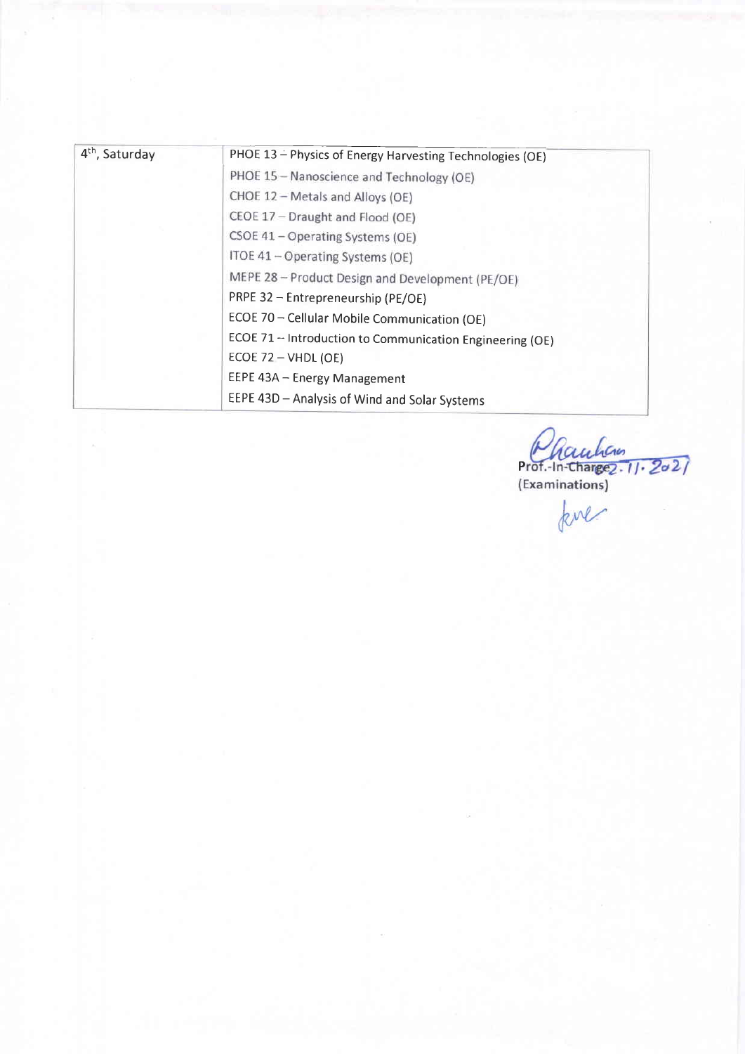| | |
|---|---|
| 4th, Saturday | PHOE 13 – Physics of Energy Harvesting Technologies (OE) |
| | PHOE 15 – Nanoscience and Technology (OE) |
| | CHOE 12 – Metals and Alloys (OE) |
| | CEOE 17 – Draught and Flood (OE) |
| | CSOE 41 – Operating Systems (OE) |
| | ITOE 41 – Operating Systems (OE) |
| | MEPE 28 – Product Design and Development (PE/OE) |
| | PRPE 32 – Entrepreneurship (PE/OE) |
| | ECOE 70 – Cellular Mobile Communication (OE) |
| | ECOE 71 -- Introduction to Communication Engineering (OE) |
| | ECOE 72 – VHDL (OE) |
| | EEPE 43A – Energy Management |
| | EEPE 43D – Analysis of Wind and Solar Systems |

Chauhan 2.11.2021

**Prof.-In-Charge**
**(Examinations)**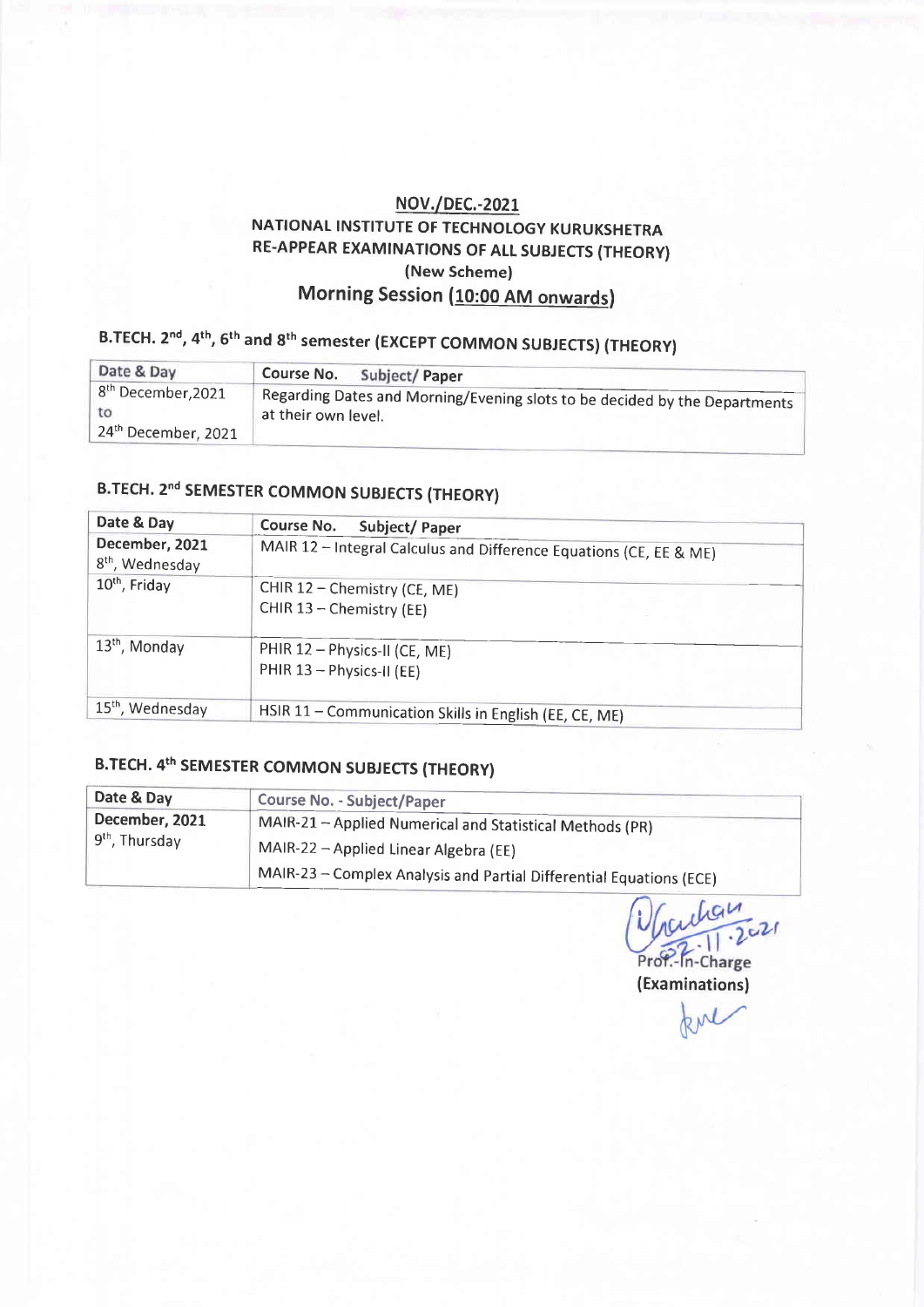## NOV./DEC.-2021

## NATIONAL INSTITUTE OF TECHNOLOGY KURUKSHETRA
## RE-APPEAR EXAMINATIONS OF ALL SUBJECTS (THEORY)
### (New Scheme)
### Morning Session (10:00 AM onwards)

### B.TECH. 2nd, 4th, 6th and 8th semester (EXCEPT COMMON SUBJECTS) (THEORY)

| Date & Day | Course No. Subject/ Paper |
|---|---|
| 8th December,2021 to 24th December, 2021 | Regarding Dates and Morning/Evening slots to be decided by the Departments at their own level. |

### B.TECH. 2nd SEMESTER COMMON SUBJECTS (THEORY)

| Date & Day | Course No. Subject/ Paper |
|---|---|
| **December, 2021** 8th, Wednesday | MAIR 12 – Integral Calculus and Difference Equations (CE, EE & ME) |
| 10th, Friday | CHIR 12 – Chemistry (CE, ME)<br>CHIR 13 – Chemistry (EE) |
| 13th, Monday | PHIR 12 – Physics-II (CE, ME)<br>PHIR 13 – Physics-II (EE) |
| 15th, Wednesday | HSIR 11 – Communication Skills in English (EE, CE, ME) |

### B.TECH. 4th SEMESTER COMMON SUBJECTS (THEORY)

| Date & Day | Course No. - Subject/Paper |
|---|---|
| **December, 2021** 9th, Thursday | MAIR-21 – Applied Numerical and Statistical Methods (PR)<br>MAIR-22 – Applied Linear Algebra (EE)<br>MAIR-23 – Complex Analysis and Partial Differential Equations (ECE) |

Prof.-In-Charge
**(Examinations)**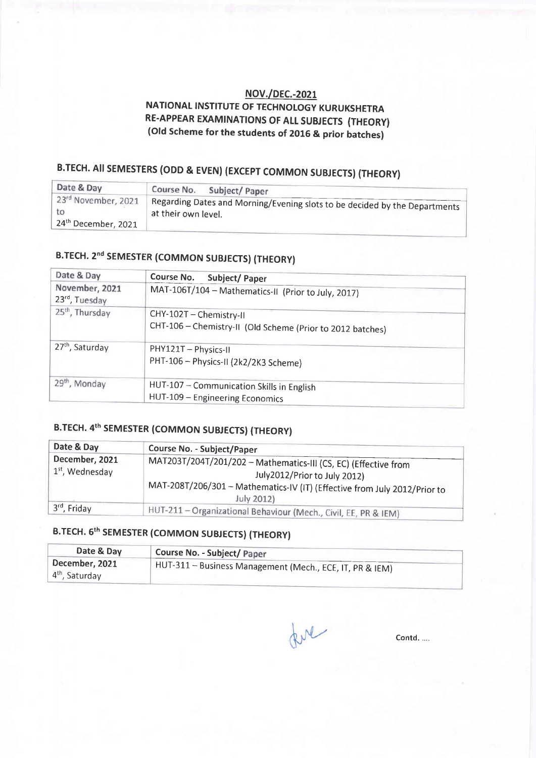**NOV./DEC.-2021**

**NATIONAL INSTITUTE OF TECHNOLOGY KURUKSHETRA**
**RE-APPEAR EXAMINATIONS OF ALL SUBJECTS (THEORY)**
**(Old Scheme for the students of 2016 & prior batches)**

## B.TECH. All SEMESTERS (ODD & EVEN) (EXCEPT COMMON SUBJECTS) (THEORY)

| Date & Day | Course No. Subject/ Paper |
|---|---|
| 23rd November, 2021 to 24th December, 2021 | Regarding Dates and Morning/Evening slots to be decided by the Departments at their own level. |

## B.TECH. 2nd SEMESTER (COMMON SUBJECTS) (THEORY)

| Date & Day | Course No. Subject/ Paper |
|---|---|
| **November, 2021** 23rd, Tuesday | MAT-106T/104 – Mathematics-II (Prior to July, 2017) |
| 25th, Thursday | CHY-102T – Chemistry-II<br>CHT-106 – Chemistry-II (Old Scheme (Prior to 2012 batches) |
| 27th, Saturday | PHY121T – Physics-II<br>PHT-106 – Physics-II (2k2/2K3 Scheme) |
| 29th, Monday | HUT-107 – Communication Skills in English<br>HUT-109 – Engineering Economics |

## B.TECH. 4th SEMESTER (COMMON SUBJECTS) (THEORY)

| Date & Day | Course No. - Subject/Paper |
|---|---|
| **December, 2021** 1st, Wednesday | MAT203T/204T/201/202 – Mathematics-III (CS, EC) (Effective from July2012/Prior to July 2012)<br>MAT-208T/206/301 – Mathematics-IV (IT) (Effective from July 2012/Prior to July 2012) |
| 3rd, Friday | HUT-211 – Organizational Behaviour (Mech., Civil, EE, PR & IEM) |

## B.TECH. 6th SEMESTER (COMMON SUBJECTS) (THEORY)

| Date & Day | Course No. - Subject/ Paper |
|---|---|
| **December, 2021** 4th, Saturday | HUT-311 – Business Management (Mech., ECE, IT, PR & IEM) |

Contd. ....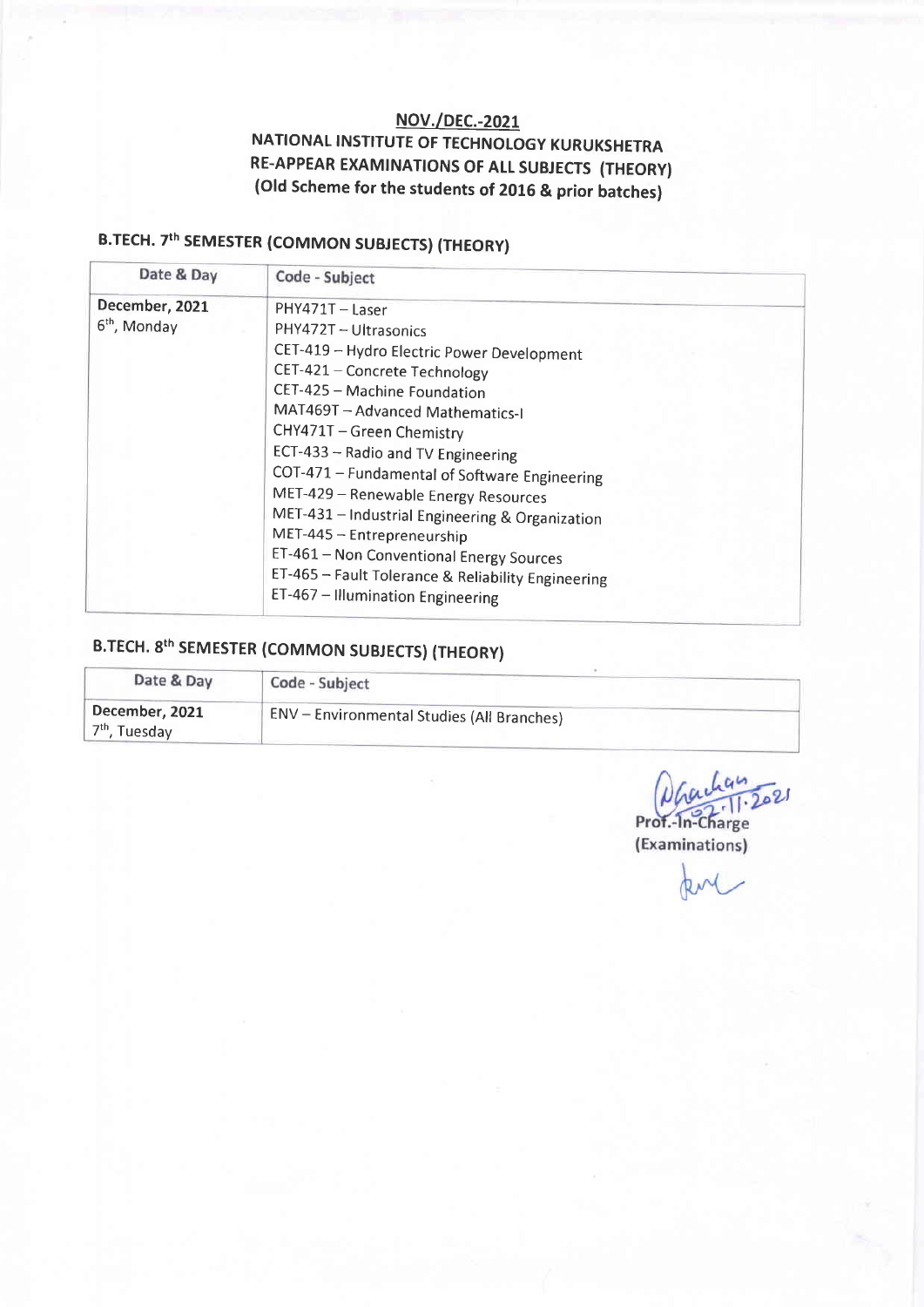**NOV./DEC.-2021**

**NATIONAL INSTITUTE OF TECHNOLOGY KURUKSHETRA**

**RE-APPEAR EXAMINATIONS OF ALL SUBJECTS (THEORY)**

**(Old Scheme for the students of 2016 & prior batches)**

## B.TECH. 7th SEMESTER (COMMON SUBJECTS) (THEORY)

| Date & Day | Code - Subject |
|---|---|
| **December, 2021**<br>6th, Monday | PHY471T – Laser<br>PHY472T – Ultrasonics<br>CET-419 – Hydro Electric Power Development<br>CET-421 – Concrete Technology<br>CET-425 – Machine Foundation<br>MAT469T – Advanced Mathematics-I<br>CHY471T – Green Chemistry<br>ECT-433 – Radio and TV Engineering<br>COT-471 – Fundamental of Software Engineering<br>MET-429 – Renewable Energy Resources<br>MET-431 – Industrial Engineering & Organization<br>MET-445 – Entrepreneurship<br>ET-461 – Non Conventional Energy Sources<br>ET-465 – Fault Tolerance & Reliability Engineering<br>ET-467 – Illumination Engineering |

## B.TECH. 8th SEMESTER (COMMON SUBJECTS) (THEORY)

| Date & Day | Code - Subject |
|---|---|
| **December, 2021**<br>7th, Tuesday | ENV – Environmental Studies (All Branches) |

02.11.2021

**Prof.-In-Charge**
**(Examinations)**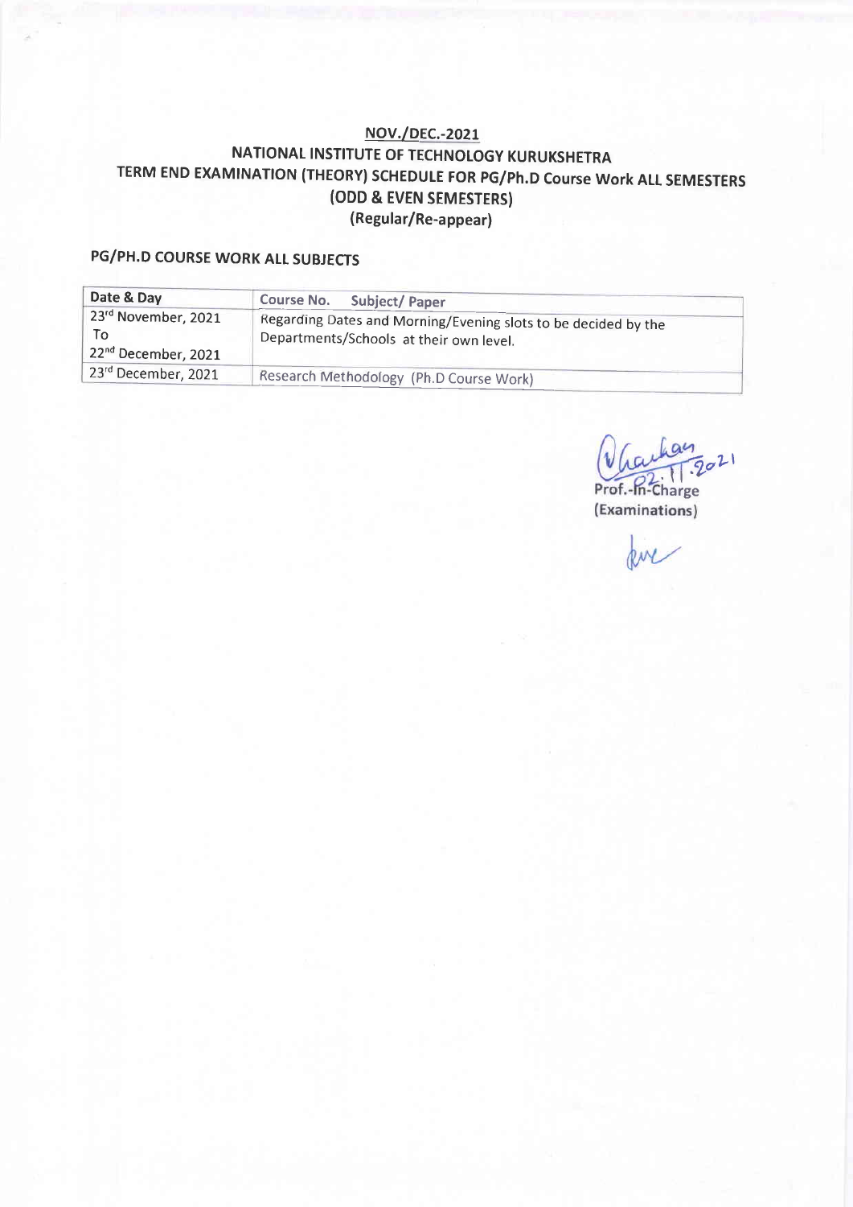**NOV./DEC.-2021**

**NATIONAL INSTITUTE OF TECHNOLOGY KURUKSHETRA**

**TERM END EXAMINATION (THEORY) SCHEDULE FOR PG/Ph.D Course Work ALL SEMESTERS**

**(ODD & EVEN SEMESTERS)**

**(Regular/Re-appear)**

**PG/PH.D COURSE WORK ALL SUBJECTS**

| Date & Day | Course No. Subject/ Paper |
|---|---|
| 23rd November, 2021 To 22nd December, 2021 | Regarding Dates and Morning/Evening slots to be decided by the Departments/Schools at their own level. |
| 23rd December, 2021 | Research Methodology (Ph.D Course Work) |

22.11.2021

Prof.-In-Charge

(Examinations)